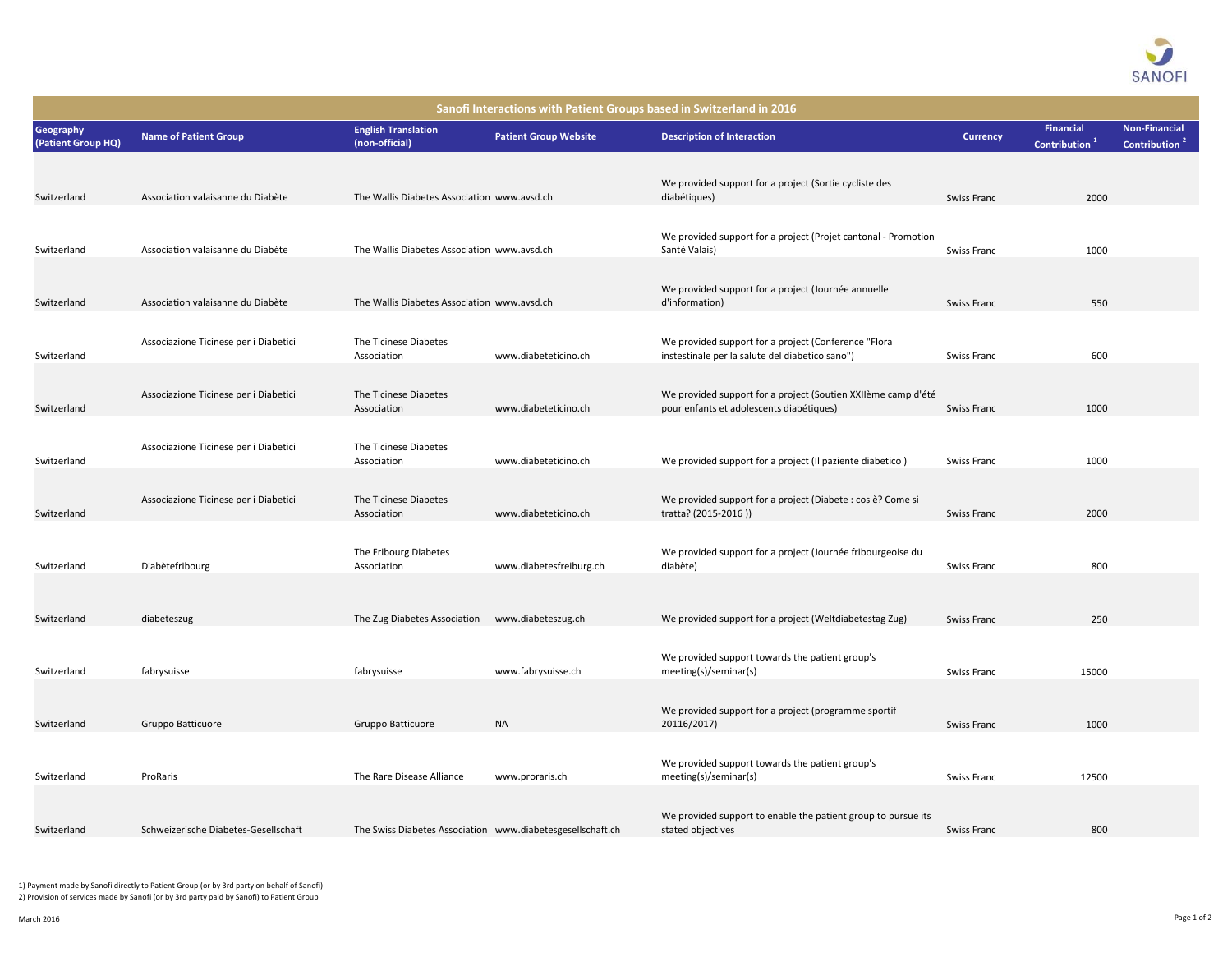| Sanofi Interactions with Patient Groups based in Switzerland in 2016 | | | | | | | |
|---|---|---|---|---|---|---|---|
| Geography (Patient Group HQ) | Name of Patient Group | English Translation (non-official) | Patient Group Website | Description of Interaction | Currency | Financial Contribution [1] | Non-Financial Contribution [2] |
| Switzerland | Association valaisanne du Diabète | The Wallis Diabetes Association | www.avsd.ch | We provided support for a project (Sortie cycliste des diabétiques) | Swiss Franc | 2000 | |
| Switzerland | Association valaisanne du Diabète | The Wallis Diabetes Association | www.avsd.ch | We provided support for a project (Projet cantonal - Promotion Santé Valais) | Swiss Franc | 1000 | |
| Switzerland | Association valaisanne du Diabète | The Wallis Diabetes Association | www.avsd.ch | We provided support for a project (Journée annuelle d'information) | Swiss Franc | 550 | |
| Switzerland | Associazione Ticinese per i Diabetici | The Ticinese Diabetes Association | www.diabeteticino.ch | We provided support for a project (Conference "Flora instestinale per la salute del diabetico sano") | Swiss Franc | 600 | |
| Switzerland | Associazione Ticinese per i Diabetici | The Ticinese Diabetes Association | www.diabeteticino.ch | We provided support for a project (Soutien XXIIème camp d'été pour enfants et adolescents diabétiques) | Swiss Franc | 1000 | |
| Switzerland | Associazione Ticinese per i Diabetici | The Ticinese Diabetes Association | www.diabeteticino.ch | We provided support for a project (Il paziente diabetico ) | Swiss Franc | 1000 | |
| Switzerland | Associazione Ticinese per i Diabetici | The Ticinese Diabetes Association | www.diabeteticino.ch | We provided support for a project (Diabete : cos è? Come si tratta? (2015-2016 )) | Swiss Franc | 2000 | |
| Switzerland | Diabètefribourg | The Fribourg Diabetes Association | www.diabetesfreiburg.ch | We provided support for a project (Journée fribourgeoise du diabète) | Swiss Franc | 800 | |
| Switzerland | diabeteszug | The Zug Diabetes Association | www.diabeteszug.ch | We provided support for a project (Weltdiabetestag Zug) | Swiss Franc | 250 | |
| Switzerland | fabrysuisse | fabrysuisse | www.fabrysuisse.ch | We provided support towards the patient group's meeting(s)/seminar(s) | Swiss Franc | 15000 | |
| Switzerland | Gruppo Batticuore | Gruppo Batticuore | NA | We provided support for a project (programme sportif 20116/2017) | Swiss Franc | 1000 | |
| Switzerland | ProRaris | The Rare Disease Alliance | www.proraris.ch | We provided support towards the patient group's meeting(s)/seminar(s) | Swiss Franc | 12500 | |
| Switzerland | Schweizerische Diabetes-Gesellschaft | The Swiss Diabetes Association | www.diabetesgesellschaft.ch | We provided support to enable the patient group to pursue its stated objectives | Swiss Franc | 800 | |

1) Payment made by Sanofi directly to Patient Group (or by 3rd party on behalf of Sanofi)

2) Provision of services made by Sanofi (or by 3rd party paid by Sanofi) to Patient Group

March 2016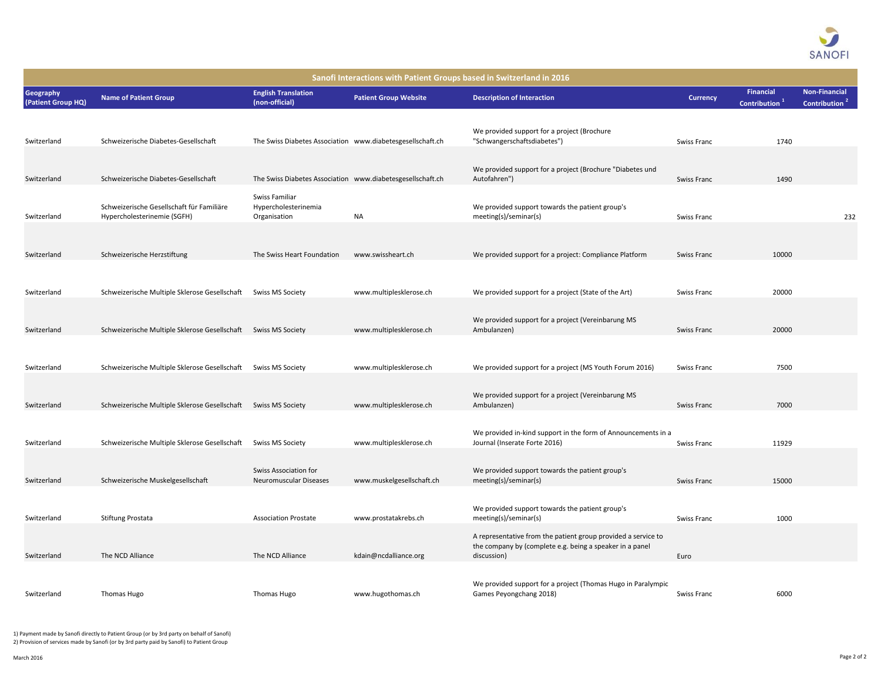| Sanofi Interactions with Patient Groups based in Switzerland in 2016 | | | | | | | |
|---|---|---|---|---|---|---|---|
| Geography (Patient Group HQ) | Name of Patient Group | English Translation (non-official) | Patient Group Website | Description of Interaction | Currency | Financial Contribution [1] | Non-Financial Contribution [2] |
| Switzerland | Schweizerische Diabetes-Gesellschaft | The Swiss Diabetes Association | www.diabetesgesellschaft.ch | We provided support for a project (Brochure "Schwangerschaftsdiabetes") | Swiss Franc | 1740 | |
| Switzerland | Schweizerische Diabetes-Gesellschaft | The Swiss Diabetes Association | www.diabetesgesellschaft.ch | We provided support for a project (Brochure "Diabetes und Autofahren") | Swiss Franc | 1490 | |
| Switzerland | Schweizerische Gesellschaft für Familiäre Hypercholesterinemie (SGFH) | Swiss Familiar Hypercholesterinemia Organisation | NA | We provided support towards the patient group's meeting(s)/seminar(s) | Swiss Franc | | 232 |
| Switzerland | Schweizerische Herzstiftung | The Swiss Heart Foundation | www.swissheart.ch | We provided support for a project: Compliance Platform | Swiss Franc | 10000 | |
| Switzerland | Schweizerische Multiple Sklerose Gesellschaft | Swiss MS Society | www.multiplesklerose.ch | We provided support for a project (State of the Art) | Swiss Franc | 20000 | |
| Switzerland | Schweizerische Multiple Sklerose Gesellschaft | Swiss MS Society | www.multiplesklerose.ch | We provided support for a project (Vereinbarung MS Ambulanzen) | Swiss Franc | 20000 | |
| Switzerland | Schweizerische Multiple Sklerose Gesellschaft | Swiss MS Society | www.multiplesklerose.ch | We provided support for a project (MS Youth Forum 2016) | Swiss Franc | 7500 | |
| Switzerland | Schweizerische Multiple Sklerose Gesellschaft | Swiss MS Society | www.multiplesklerose.ch | We provided support for a project (Vereinbarung MS Ambulanzen) | Swiss Franc | 7000 | |
| Switzerland | Schweizerische Multiple Sklerose Gesellschaft | Swiss MS Society | www.multiplesklerose.ch | We provided in-kind support in the form of Announcements in a Journal (Inserate Forte 2016) | Swiss Franc | 11929 | |
| Switzerland | Schweizerische Muskelgesellschaft | Swiss Association for Neuromuscular Diseases | www.muskelgesellschaft.ch | We provided support towards the patient group's meeting(s)/seminar(s) | Swiss Franc | 15000 | |
| Switzerland | Stiftung Prostata | Association Prostate | www.prostatakrebs.ch | We provided support towards the patient group's meeting(s)/seminar(s) | Swiss Franc | 1000 | |
| Switzerland | The NCD Alliance | The NCD Alliance | kdain@ncdalliance.org | A representative from the patient group provided a service to the company by (complete e.g. being a speaker in a panel discussion) | Euro | | |
| Switzerland | Thomas Hugo | Thomas Hugo | www.hugothomas.ch | We provided support for a project (Thomas Hugo in Paralympic Games Peyongchang 2018) | Swiss Franc | 6000 | |

1) Payment made by Sanofi directly to Patient Group (or by 3rd party on behalf of Sanofi)
2) Provision of services made by Sanofi (or by 3rd party paid by Sanofi) to Patient Group

March 2016